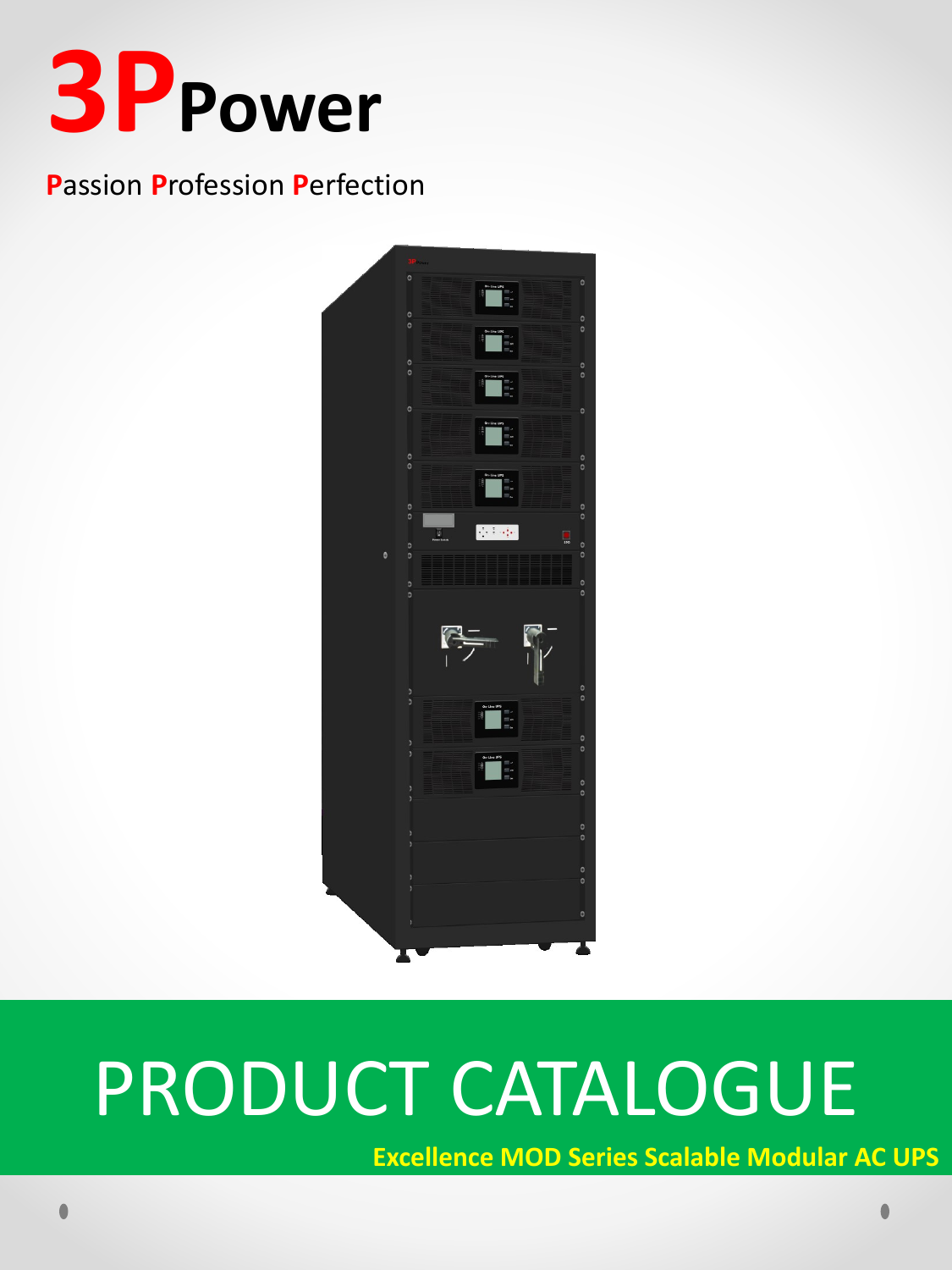# 3PPower

Passion Profession Perfection

# PRODUCT CATALOGUE

**Excellence MOD Series Scalable Modular AC UPS**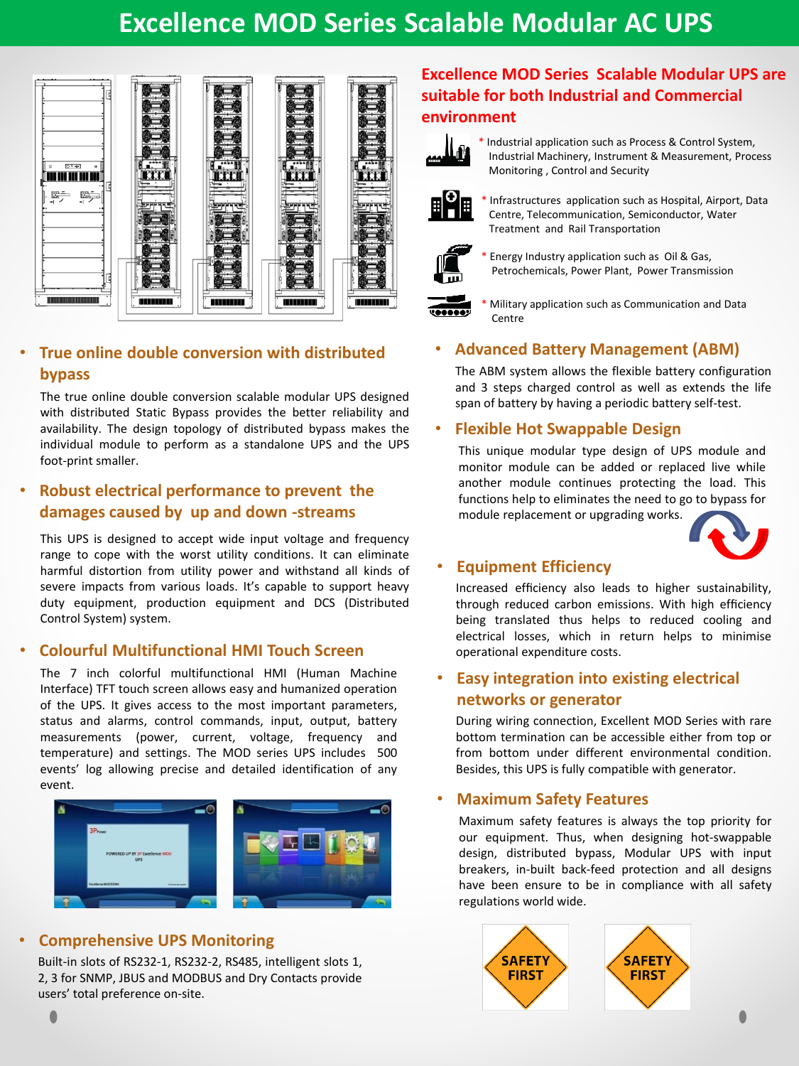# Excellence MOD Series Scalable Modular AC UPS

## Excellence MOD Series Scalable Modular UPS are suitable for both Industrial and Commercial environment

* Industrial application such as Process & Control System, Industrial Machinery, Instrument & Measurement, Process Monitoring , Control and Security
* Infrastructures application such as Hospital, Airport, Data Centre, Telecommunication, Semiconductor, Water Treatment and Rail Transportation
* Energy Industry application such as Oil & Gas, Petrochemicals, Power Plant, Power Transmission
* Military application such as Communication and Data Centre

### • True online double conversion with distributed bypass

The true online double conversion scalable modular UPS designed with distributed Static Bypass provides the better reliability and availability. The design topology of distributed bypass makes the individual module to perform as a standalone UPS and the UPS foot-print smaller.

### • Robust electrical performance to prevent the damages caused by up and down -streams

This UPS is designed to accept wide input voltage and frequency range to cope with the worst utility conditions. It can eliminate harmful distortion from utility power and withstand all kinds of severe impacts from various loads. It's capable to support heavy duty equipment, production equipment and DCS (Distributed Control System) system.

### • Colourful Multifunctional HMI Touch Screen

The 7 inch colorful multifunctional HMI (Human Machine Interface) TFT touch screen allows easy and humanized operation of the UPS. It gives access to the most important parameters, status and alarms, control commands, input, output, battery measurements (power, current, voltage, frequency and temperature) and settings. The MOD series UPS includes 500 events' log allowing precise and detailed identification of any event.

### • Comprehensive UPS Monitoring

Built-in slots of RS232-1, RS232-2, RS485, intelligent slots 1, 2, 3 for SNMP, JBUS and MODBUS and Dry Contacts provide users' total preference on-site.

### • Advanced Battery Management (ABM)

The ABM system allows the flexible battery configuration and 3 steps charged control as well as extends the life span of battery by having a periodic battery self-test.

### • Flexible Hot Swappable Design

This unique modular type design of UPS module and monitor module can be added or replaced live while another module continues protecting the load. This functions help to eliminates the need to go to bypass for module replacement or upgrading works.

### • Equipment Efficiency

Increased efficiency also leads to higher sustainability, through reduced carbon emissions. With high efficiency being translated thus helps to reduced cooling and electrical losses, which in return helps to minimise operational expenditure costs.

### • Easy integration into existing electrical networks or generator

During wiring connection, Excellent MOD Series with rare bottom termination can be accessible either from top or from bottom under different environmental condition. Besides, this UPS is fully compatible with generator.

### • Maximum Safety Features

Maximum safety features is always the top priority for our equipment. Thus, when designing hot-swappable design, distributed bypass, Modular UPS with input breakers, in-built back-feed protection and all designs have been ensure to be in compliance with all safety regulations world wide.

SAFETY FIRST

SAFETY FIRST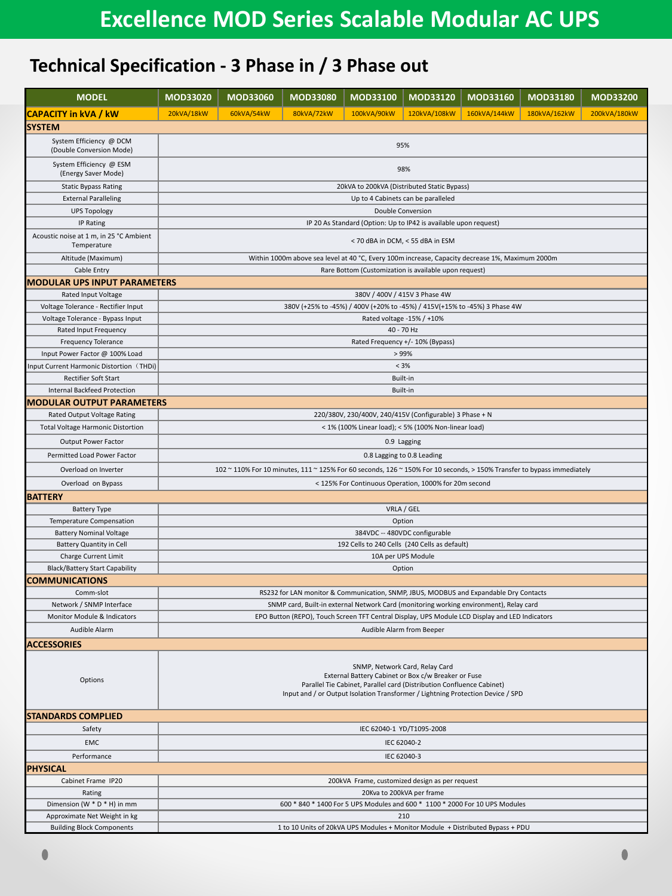# Excellence MOD Series Scalable Modular AC UPS

## Technical Specification - 3 Phase in / 3 Phase out

| MODEL | MOD33020 | MOD33060 | MOD33080 | MOD33100 | MOD33120 | MOD33160 | MOD33180 | MOD33200 |
|---|---|---|---|---|---|---|---|---|
| **CAPACITY in kVA / kW** | 20kVA/18kW | 60kVA/54kW | 80kVA/72kW | 100kVA/90kW | 120kVA/108kW | 160kVA/144kW | 180kVA/162kW | 200kVA/180kW |
| **SYSTEM** | | | | | | | | |
| System Efficiency @ DCM (Double Conversion Mode) | 95% | | | | | | | |
| System Efficiency @ ESM (Energy Saver Mode) | 98% | | | | | | | |
| Static Bypass Rating | 20kVA to 200kVA (Distributed Static Bypass) | | | | | | | |
| External Paralleling | Up to 4 Cabinets can be paralleled | | | | | | | |
| UPS Topology | Double Conversion | | | | | | | |
| IP Rating | IP 20 As Standard (Option: Up to IP42 is available upon request) | | | | | | | |
| Acoustic noise at 1 m, in 25 °C Ambient Temperature | < 70 dBA in DCM, < 55 dBA in ESM | | | | | | | |
| Altitude (Maximum) | Within 1000m above sea level at 40 °C, Every 100m increase, Capacity decrease 1%, Maximum 2000m | | | | | | | |
| Cable Entry | Rare Bottom (Customization is available upon request) | | | | | | | |
| **MODULAR UPS INPUT PARAMETERS** | | | | | | | | |
| Rated Input Voltage | 380V / 400V / 415V 3 Phase 4W | | | | | | | |
| Voltage Tolerance - Rectifier Input | 380V (+25% to -45%) / 400V (+20% to -45%) / 415V(+15% to -45%) 3 Phase 4W | | | | | | | |
| Voltage Tolerance - Bypass Input | Rated voltage -15% / +10% | | | | | | | |
| Rated Input Frequency | 40 - 70 Hz | | | | | | | |
| Frequency Tolerance | Rated Frequency +/- 10% (Bypass) | | | | | | | |
| Input Power Factor @ 100% Load | > 99% | | | | | | | |
| Input Current Harmonic Distortion（THDi) | < 3% | | | | | | | |
| Rectifier Soft Start | Built-in | | | | | | | |
| Internal Backfeed Protection | Built-in | | | | | | | |
| **MODULAR OUTPUT PARAMETERS** | | | | | | | | |
| Rated Output Voltage Rating | 220/380V, 230/400V, 240/415V (Configurable) 3 Phase + N | | | | | | | |
| Total Voltage Harmonic Distortion | < 1% (100% Linear load); < 5% (100% Non-linear load) | | | | | | | |
| Output Power Factor | 0.9 Lagging | | | | | | | |
| Permitted Load Power Factor | 0.8 Lagging to 0.8 Leading | | | | | | | |
| Overload on Inverter | 102 ~ 110% For 10 minutes, 111 ~ 125% For 60 seconds, 126 ~ 150% For 10 seconds, > 150% Transfer to bypass immediately | | | | | | | |
| Overload on Bypass | < 125% For Continuous Operation, 1000% for 20m second | | | | | | | |
| **BATTERY** | | | | | | | | |
| Battery Type | VRLA / GEL | | | | | | | |
| Temperature Compensation | Option | | | | | | | |
| Battery Nominal Voltage | 384VDC -- 480VDC configurable | | | | | | | |
| Battery Quantity in Cell | 192 Cells to 240 Cells (240 Cells as default) | | | | | | | |
| Charge Current Limit | 10A per UPS Module | | | | | | | |
| Black/Battery Start Capability | Option | | | | | | | |
| **COMMUNICATIONS** | | | | | | | | |
| Comm-slot | RS232 for LAN monitor & Communication, SNMP, JBUS, MODBUS and Expandable Dry Contacts | | | | | | | |
| Network / SNMP Interface | SNMP card, Built-in external Network Card (monitoring working environment), Relay card | | | | | | | |
| Monitor Module & Indicators | EPO Button (REPO), Touch Screen TFT Central Display, UPS Module LCD Display and LED Indicators | | | | | | | |
| Audible Alarm | Audible Alarm from Beeper | | | | | | | |
| **ACCESSORIES** | | | | | | | | |
| Options | SNMP, Network Card, Relay Card<br>External Battery Cabinet or Box c/w Breaker or Fuse<br>Parallel Tie Cabinet, Parallel card (Distribution Confluence Cabinet)<br>Input and / or Output Isolation Transformer / Lightning Protection Device / SPD | | | | | | | |
| **STANDARDS COMPLIED** | | | | | | | | |
| Safety | IEC 62040-1 YD/T1095-2008 | | | | | | | |
| EMC | IEC 62040-2 | | | | | | | |
| Performance | IEC 62040-3 | | | | | | | |
| **PHYSICAL** | | | | | | | | |
| Cabinet Frame IP20 | 200kVA Frame, customized design as per request | | | | | | | |
| Rating | 20Kva to 200kVA per frame | | | | | | | |
| Dimension (W * D * H) in mm | 600 * 840 * 1400 For 5 UPS Modules and 600 * 1100 * 2000 For 10 UPS Modules | | | | | | | |
| Approximate Net Weight in kg | 210 | | | | | | | |
| Building Block Components | 1 to 10 Units of 20kVA UPS Modules + Monitor Module + Distributed Bypass + PDU | | | | | | | |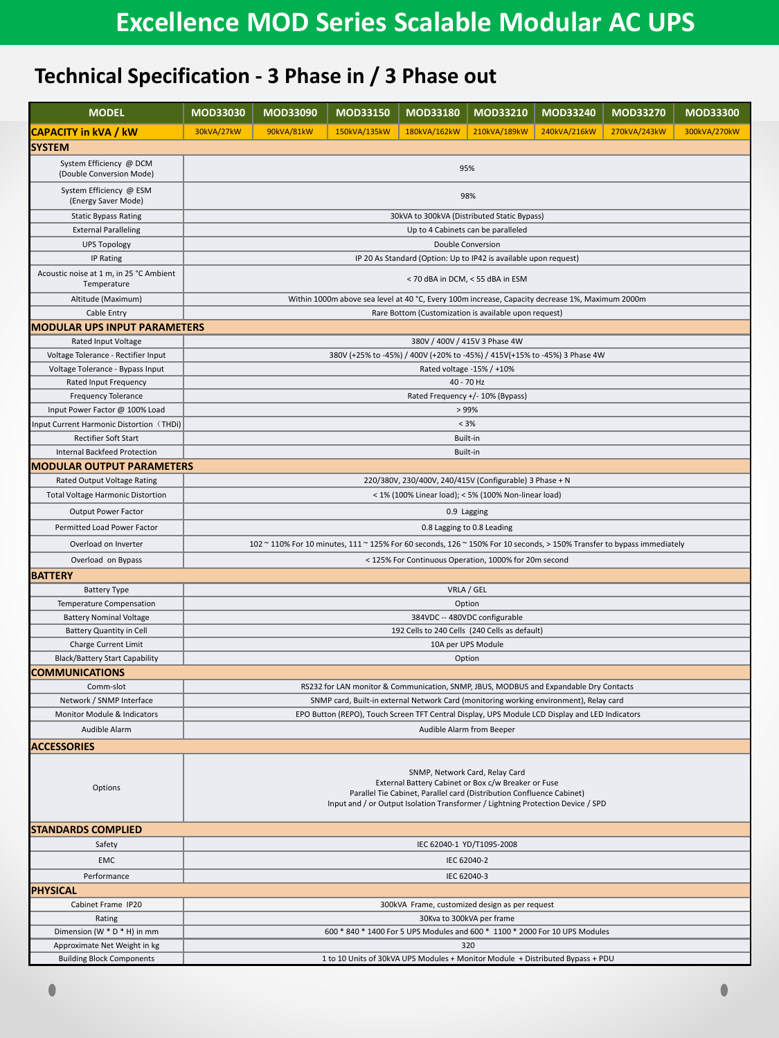# Excellence MOD Series Scalable Modular AC UPS

## Technical Specification - 3 Phase in / 3 Phase out

| MODEL | MOD33030 | MOD33090 | MOD33150 | MOD33180 | MOD33210 | MOD33240 | MOD33270 | MOD33300 |
|---|---|---|---|---|---|---|---|---|
| **CAPACITY in kVA / kW** | 30kVA/27kW | 90kVA/81kW | 150kVA/135kW | 180kVA/162kW | 210kVA/189kW | 240kVA/216kW | 270kVA/243kW | 300kVA/270kW |
| **SYSTEM** | | | | | | | | |
| System Efficiency @ DCM (Double Conversion Mode) | 95% | | | | | | | |
| System Efficiency @ ESM (Energy Saver Mode) | 98% | | | | | | | |
| Static Bypass Rating | 30kVA to 300kVA (Distributed Static Bypass) | | | | | | | |
| External Paralleling | Up to 4 Cabinets can be paralleled | | | | | | | |
| UPS Topology | Double Conversion | | | | | | | |
| IP Rating | IP 20 As Standard (Option: Up to IP42 is available upon request) | | | | | | | |
| Acoustic noise at 1 m, in 25 °C Ambient Temperature | < 70 dBA in DCM, < 55 dBA in ESM | | | | | | | |
| Altitude (Maximum) | Within 1000m above sea level at 40 °C, Every 100m increase, Capacity decrease 1%, Maximum 2000m | | | | | | | |
| Cable Entry | Rare Bottom (Customization is available upon request) | | | | | | | |
| **MODULAR UPS INPUT PARAMETERS** | | | | | | | | |
| Rated Input Voltage | 380V / 400V / 415V 3 Phase 4W | | | | | | | |
| Voltage Tolerance - Rectifier Input | 380V (+25% to -45%) / 400V (+20% to -45%) / 415V(+15% to -45%) 3 Phase 4W | | | | | | | |
| Voltage Tolerance - Bypass Input | Rated voltage -15% / +10% | | | | | | | |
| Rated Input Frequency | 40 - 70 Hz | | | | | | | |
| Frequency Tolerance | Rated Frequency +/- 10% (Bypass) | | | | | | | |
| Input Power Factor @ 100% Load | > 99% | | | | | | | |
| Input Current Harmonic Distortion（THDi) | < 3% | | | | | | | |
| Rectifier Soft Start | Built-in | | | | | | | |
| Internal Backfeed Protection | Built-in | | | | | | | |
| **MODULAR OUTPUT PARAMETERS** | | | | | | | | |
| Rated Output Voltage Rating | 220/380V, 230/400V, 240/415V (Configurable) 3 Phase + N | | | | | | | |
| Total Voltage Harmonic Distortion | < 1% (100% Linear load); < 5% (100% Non-linear load) | | | | | | | |
| Output Power Factor | 0.9 Lagging | | | | | | | |
| Permitted Load Power Factor | 0.8 Lagging to 0.8 Leading | | | | | | | |
| Overload on Inverter | 102 ~ 110% For 10 minutes, 111 ~ 125% For 60 seconds, 126 ~ 150% For 10 seconds, > 150% Transfer to bypass immediately | | | | | | | |
| Overload on Bypass | < 125% For Continuous Operation, 1000% for 20m second | | | | | | | |
| **BATTERY** | | | | | | | | |
| Battery Type | VRLA / GEL | | | | | | | |
| Temperature Compensation | Option | | | | | | | |
| Battery Nominal Voltage | 384VDC -- 480VDC configurable | | | | | | | |
| Battery Quantity in Cell | 192 Cells to 240 Cells (240 Cells as default) | | | | | | | |
| Charge Current Limit | 10A per UPS Module | | | | | | | |
| Black/Battery Start Capability | Option | | | | | | | |
| **COMMUNICATIONS** | | | | | | | | |
| Comm-slot | RS232 for LAN monitor & Communication, SNMP, JBUS, MODBUS and Expandable Dry Contacts | | | | | | | |
| Network / SNMP Interface | SNMP card, Built-in external Network Card (monitoring working environment), Relay card | | | | | | | |
| Monitor Module & Indicators | EPO Button (REPO), Touch Screen TFT Central Display, UPS Module LCD Display and LED Indicators | | | | | | | |
| Audible Alarm | Audible Alarm from Beeper | | | | | | | |
| **ACCESSORIES** | | | | | | | | |
| Options | SNMP, Network Card, Relay Card<br>External Battery Cabinet or Box c/w Breaker or Fuse<br>Parallel Tie Cabinet, Parallel card (Distribution Confluence Cabinet)<br>Input and / or Output Isolation Transformer / Lightning Protection Device / SPD | | | | | | | |
| **STANDARDS COMPLIED** | | | | | | | | |
| Safety | IEC 62040-1 YD/T1095-2008 | | | | | | | |
| EMC | IEC 62040-2 | | | | | | | |
| Performance | IEC 62040-3 | | | | | | | |
| **PHYSICAL** | | | | | | | | |
| Cabinet Frame IP20 | 300kVA Frame, customized design as per request | | | | | | | |
| Rating | 30Kva to 300kVA per frame | | | | | | | |
| Dimension (W * D * H) in mm | 600 * 840 * 1400 For 5 UPS Modules and 600 * 1100 * 2000 For 10 UPS Modules | | | | | | | |
| Approximate Net Weight in kg | 320 | | | | | | | |
| Building Block Components | 1 to 10 Units of 30kVA UPS Modules + Monitor Module + Distributed Bypass + PDU | | | | | | | |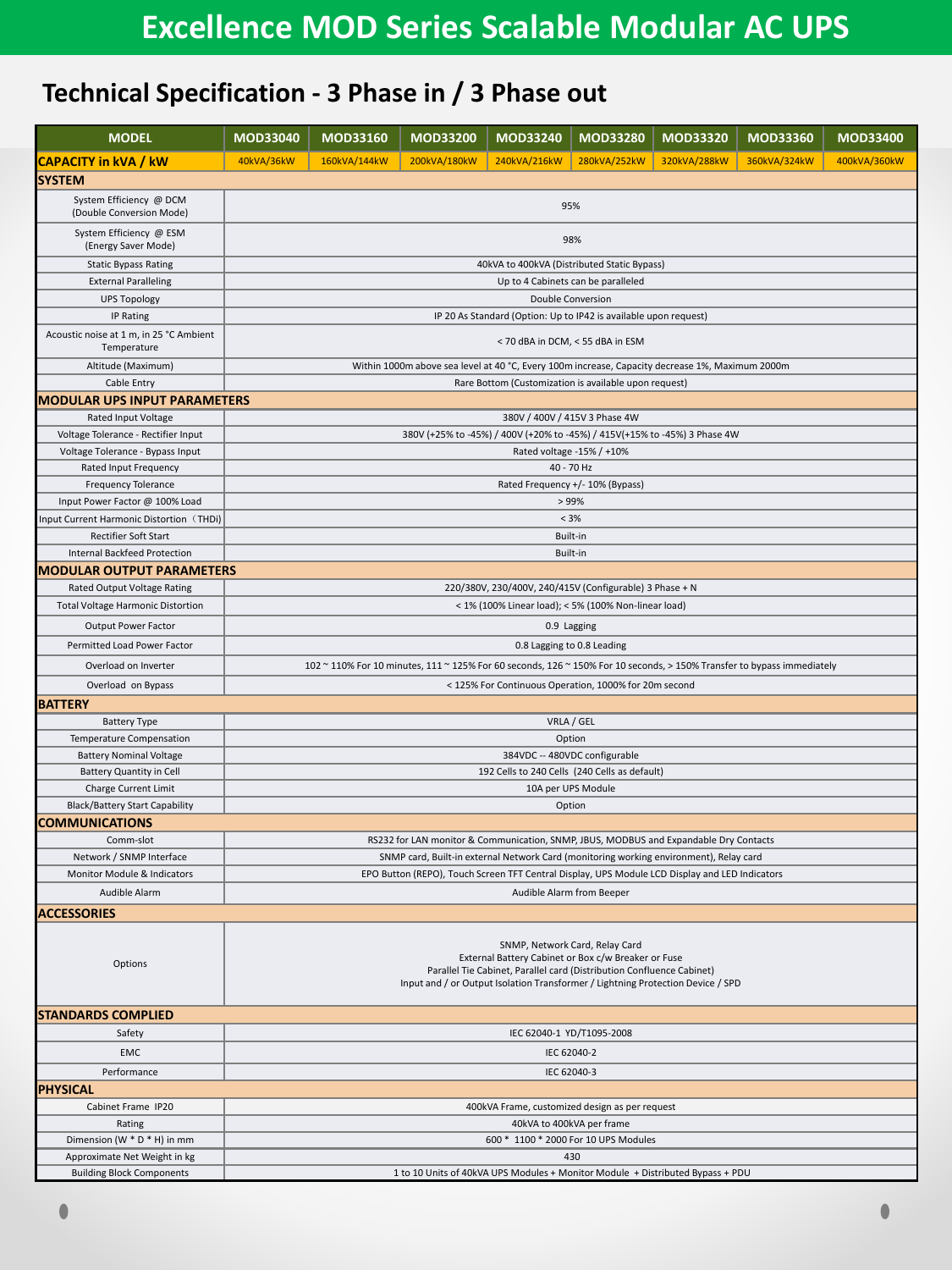# Excellence MOD Series Scalable Modular AC UPS

## Technical Specification - 3 Phase in / 3 Phase out

| MODEL | MOD33040 | MOD33160 | MOD33200 | MOD33240 | MOD33280 | MOD33320 | MOD33360 | MOD33400 |
|---|---|---|---|---|---|---|---|---|
| **CAPACITY in kVA / kW** | 40kVA/36kW | 160kVA/144kW | 200kVA/180kW | 240kVA/216kW | 280kVA/252kW | 320kVA/288kW | 360kVA/324kW | 400kVA/360kW |
| **SYSTEM** | | | | | | | | |
| System Efficiency @ DCM (Double Conversion Mode) | 95% | | | | | | | |
| System Efficiency @ ESM (Energy Saver Mode) | 98% | | | | | | | |
| Static Bypass Rating | 40kVA to 400kVA (Distributed Static Bypass) | | | | | | | |
| External Paralleling | Up to 4 Cabinets can be paralleled | | | | | | | |
| UPS Topology | Double Conversion | | | | | | | |
| IP Rating | IP 20 As Standard (Option: Up to IP42 is available upon request) | | | | | | | |
| Acoustic noise at 1 m, in 25 °C Ambient Temperature | < 70 dBA in DCM, < 55 dBA in ESM | | | | | | | |
| Altitude (Maximum) | Within 1000m above sea level at 40 °C, Every 100m increase, Capacity decrease 1%, Maximum 2000m | | | | | | | |
| Cable Entry | Rare Bottom (Customization is available upon request) | | | | | | | |
| **MODULAR UPS INPUT PARAMETERS** | | | | | | | | |
| Rated Input Voltage | 380V / 400V / 415V 3 Phase 4W | | | | | | | |
| Voltage Tolerance - Rectifier Input | 380V (+25% to -45%) / 400V (+20% to -45%) / 415V(+15% to -45%) 3 Phase 4W | | | | | | | |
| Voltage Tolerance - Bypass Input | Rated voltage -15% / +10% | | | | | | | |
| Rated Input Frequency | 40 - 70 Hz | | | | | | | |
| Frequency Tolerance | Rated Frequency +/- 10% (Bypass) | | | | | | | |
| Input Power Factor @ 100% Load | > 99% | | | | | | | |
| Input Current Harmonic Distortion（THDi) | < 3% | | | | | | | |
| Rectifier Soft Start | Built-in | | | | | | | |
| Internal Backfeed Protection | Built-in | | | | | | | |
| **MODULAR OUTPUT PARAMETERS** | | | | | | | | |
| Rated Output Voltage Rating | 220/380V, 230/400V, 240/415V (Configurable) 3 Phase + N | | | | | | | |
| Total Voltage Harmonic Distortion | < 1% (100% Linear load); < 5% (100% Non-linear load) | | | | | | | |
| Output Power Factor | 0.9 Lagging | | | | | | | |
| Permitted Load Power Factor | 0.8 Lagging to 0.8 Leading | | | | | | | |
| Overload on Inverter | 102 ~ 110% For 10 minutes, 111 ~ 125% For 60 seconds, 126 ~ 150% For 10 seconds, > 150% Transfer to bypass immediately | | | | | | | |
| Overload on Bypass | < 125% For Continuous Operation, 1000% for 20m second | | | | | | | |
| **BATTERY** | | | | | | | | |
| Battery Type | VRLA / GEL | | | | | | | |
| Temperature Compensation | Option | | | | | | | |
| Battery Nominal Voltage | 384VDC -- 480VDC configurable | | | | | | | |
| Battery Quantity in Cell | 192 Cells to 240 Cells (240 Cells as default) | | | | | | | |
| Charge Current Limit | 10A per UPS Module | | | | | | | |
| Black/Battery Start Capability | Option | | | | | | | |
| **COMMUNICATIONS** | | | | | | | | |
| Comm-slot | RS232 for LAN monitor & Communication, SNMP, JBUS, MODBUS and Expandable Dry Contacts | | | | | | | |
| Network / SNMP Interface | SNMP card, Built-in external Network Card (monitoring working environment), Relay card | | | | | | | |
| Monitor Module & Indicators | EPO Button (REPO), Touch Screen TFT Central Display, UPS Module LCD Display and LED Indicators | | | | | | | |
| Audible Alarm | Audible Alarm from Beeper | | | | | | | |
| **ACCESSORIES** | | | | | | | | |
| Options | SNMP, Network Card, Relay Card<br>External Battery Cabinet or Box c/w Breaker or Fuse<br>Parallel Tie Cabinet, Parallel card (Distribution Confluence Cabinet)<br>Input and / or Output Isolation Transformer / Lightning Protection Device / SPD | | | | | | | |
| **STANDARDS COMPLIED** | | | | | | | | |
| Safety | IEC 62040-1 YD/T1095-2008 | | | | | | | |
| EMC | IEC 62040-2 | | | | | | | |
| Performance | IEC 62040-3 | | | | | | | |
| **PHYSICAL** | | | | | | | | |
| Cabinet Frame IP20 | 400kVA Frame, customized design as per request | | | | | | | |
| Rating | 40kVA to 400kVA per frame | | | | | | | |
| Dimension (W * D * H) in mm | 600 * 1100 * 2000 For 10 UPS Modules | | | | | | | |
| Approximate Net Weight in kg | 430 | | | | | | | |
| Building Block Components | 1 to 10 Units of 40kVA UPS Modules + Monitor Module + Distributed Bypass + PDU | | | | | | | |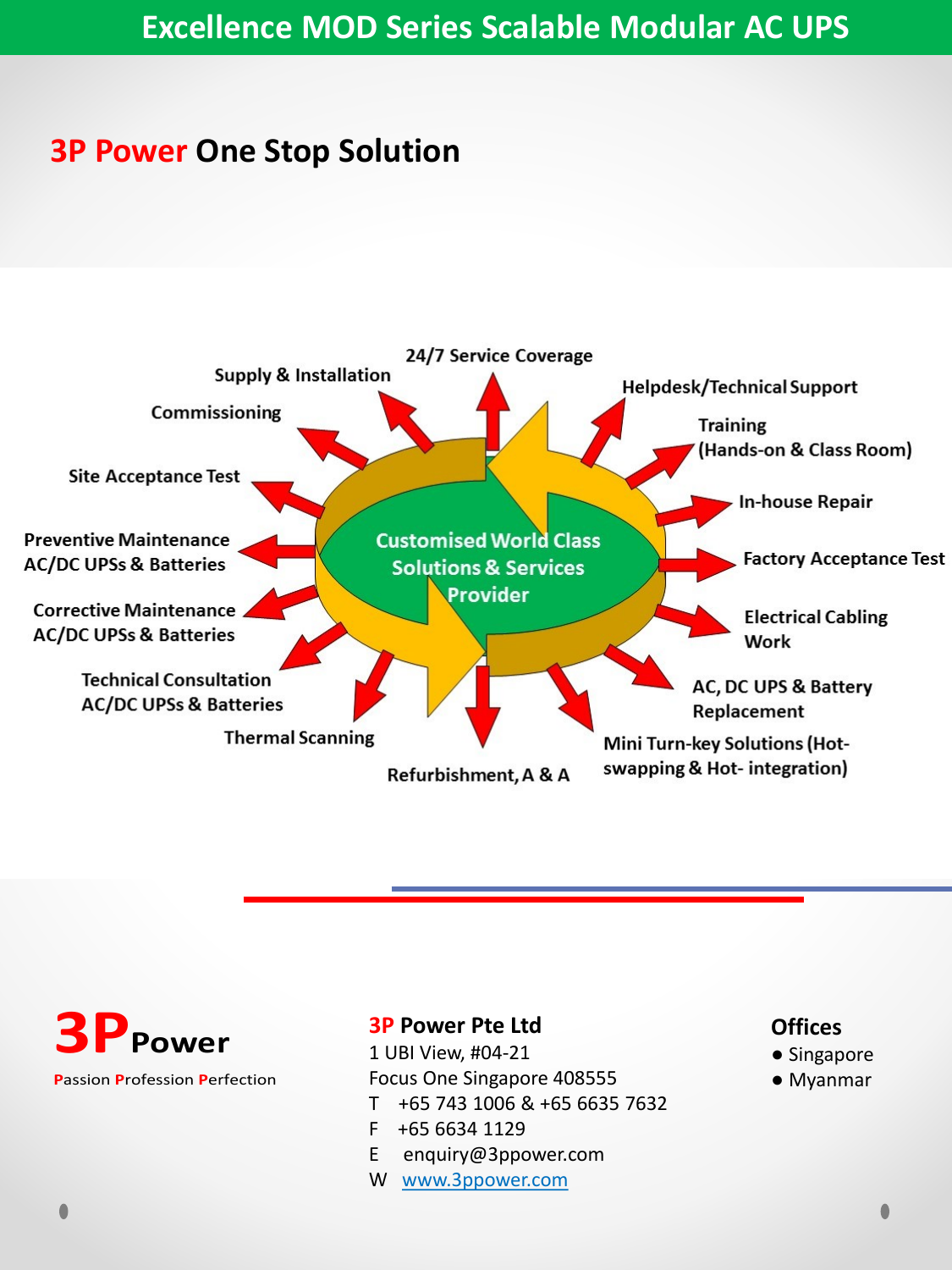# Excellence MOD Series Scalable Modular AC UPS

## 3P Power One Stop Solution

Customised World Class Solutions & Services Provider

24/7 Service Coverage
Helpdesk/Technical Support
Training (Hands-on & Class Room)
In-house Repair
Factory Acceptance Test
Electrical Cabling Work
AC, DC UPS & Battery Replacement
Mini Turn-key Solutions (Hot-swapping & Hot- integration)
Refurbishment, A & A
Thermal Scanning
Technical Consultation AC/DC UPSs & Batteries
Corrective Maintenance AC/DC UPSs & Batteries
Preventive Maintenance AC/DC UPSs & Batteries
Site Acceptance Test
Commissioning
Supply & Installation

**3P Power**

Passion Profession Perfection

**3P Power Pte Ltd**
1 UBI View, #04-21
Focus One Singapore 408555
T +65 743 1006 & +65 6635 7632
F +65 6634 1129
E enquiry@3ppower.com
W www.3ppower.com

**Offices**
- Singapore
- Myanmar